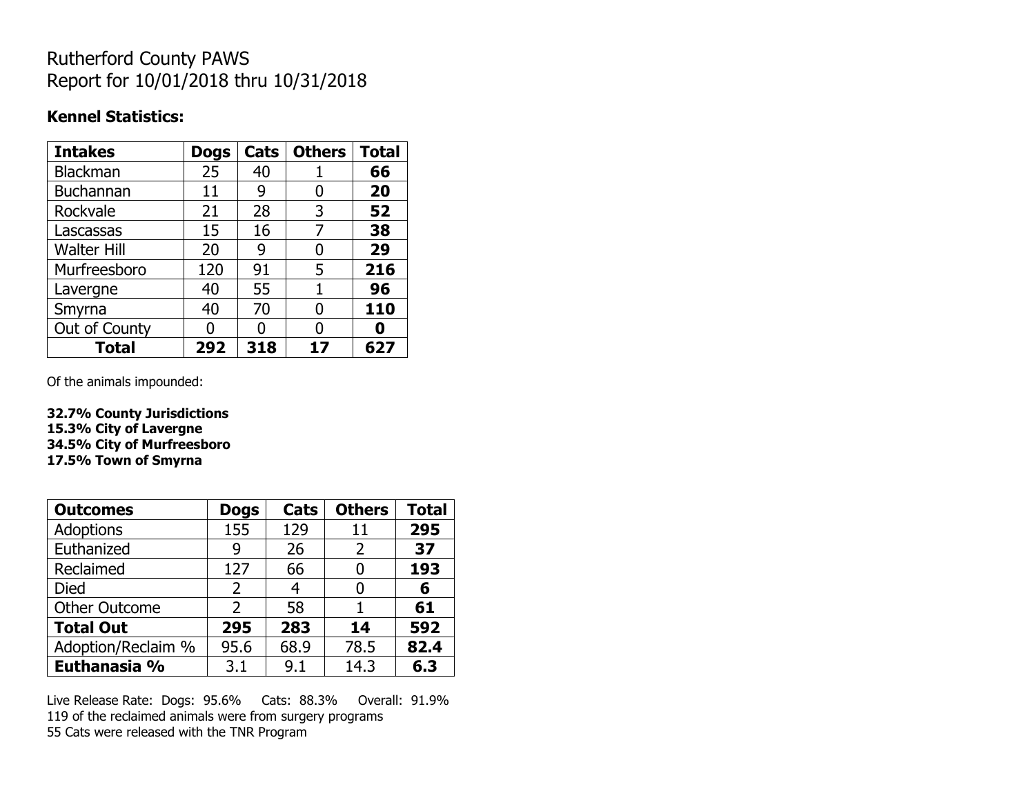# Rutherford County PAWS
# Report for 10/01/2018 thru 10/31/2018

**Kennel Statistics:**

| Intakes | Dogs | Cats | Others | Total |
|---|---|---|---|---|
| Blackman | 25 | 40 | 1 | **66** |
| Buchannan | 11 | 9 | 0 | **20** |
| Rockvale | 21 | 28 | 3 | **52** |
| Lascassas | 15 | 16 | 7 | **38** |
| Walter Hill | 20 | 9 | 0 | **29** |
| Murfreesboro | 120 | 91 | 5 | **216** |
| Lavergne | 40 | 55 | 1 | **96** |
| Smyrna | 40 | 70 | 0 | **110** |
| Out of County | 0 | 0 | 0 | **0** |
| **Total** | **292** | **318** | **17** | **627** |

Of the animals impounded:

**32.7% County Jurisdictions**
**15.3% City of Lavergne**
**34.5% City of Murfreesboro**
**17.5% Town of Smyrna**

| Outcomes | Dogs | Cats | Others | Total |
|---|---|---|---|---|
| Adoptions | 155 | 129 | 11 | **295** |
| Euthanized | 9 | 26 | 2 | **37** |
| Reclaimed | 127 | 66 | 0 | **193** |
| Died | 2 | 4 | 0 | **6** |
| Other Outcome | 2 | 58 | 1 | **61** |
| **Total Out** | **295** | **283** | **14** | **592** |
| Adoption/Reclaim % | 95.6 | 68.9 | 78.5 | **82.4** |
| **Euthanasia %** | 3.1 | 9.1 | 14.3 | **6.3** |

Live Release Rate: Dogs: 95.6% Cats: 88.3% Overall: 91.9%
119 of the reclaimed animals were from surgery programs
55 Cats were released with the TNR Program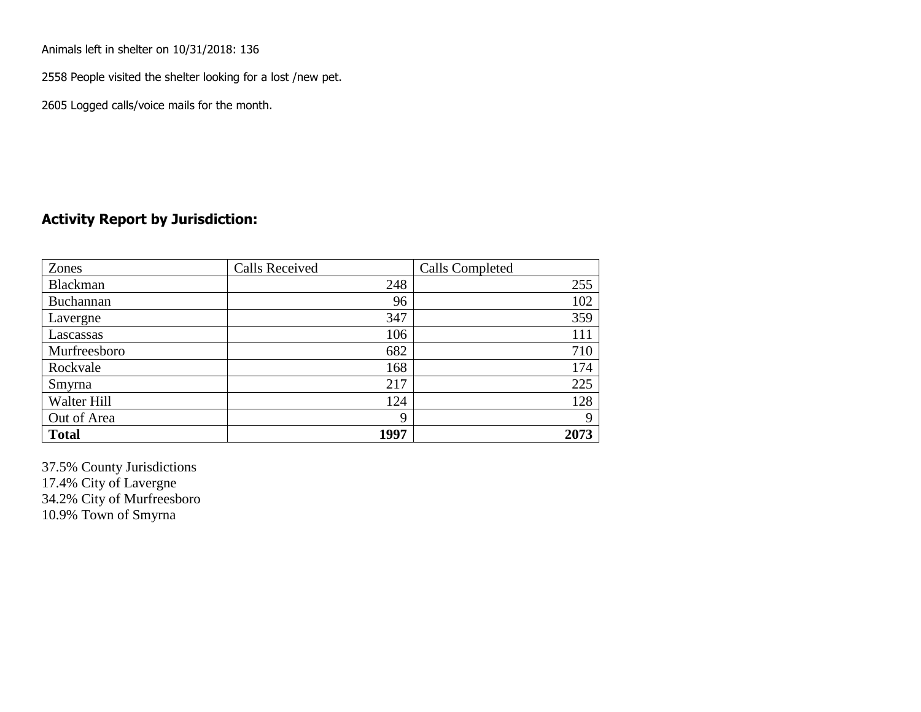Animals left in shelter on 10/31/2018: 136

2558 People visited the shelter looking for a lost /new pet.

2605 Logged calls/voice mails for the month.

## Activity Report by Jurisdiction:

| Zones | Calls Received | Calls Completed |
|---|---|---|
| Blackman | 248 | 255 |
| Buchannan | 96 | 102 |
| Lavergne | 347 | 359 |
| Lascassas | 106 | 111 |
| Murfreesboro | 682 | 710 |
| Rockvale | 168 | 174 |
| Smyrna | 217 | 225 |
| Walter Hill | 124 | 128 |
| Out of Area | 9 | 9 |
| **Total** | **1997** | **2073** |

37.5% County Jurisdictions
17.4% City of Lavergne
34.2% City of Murfreesboro
10.9% Town of Smyrna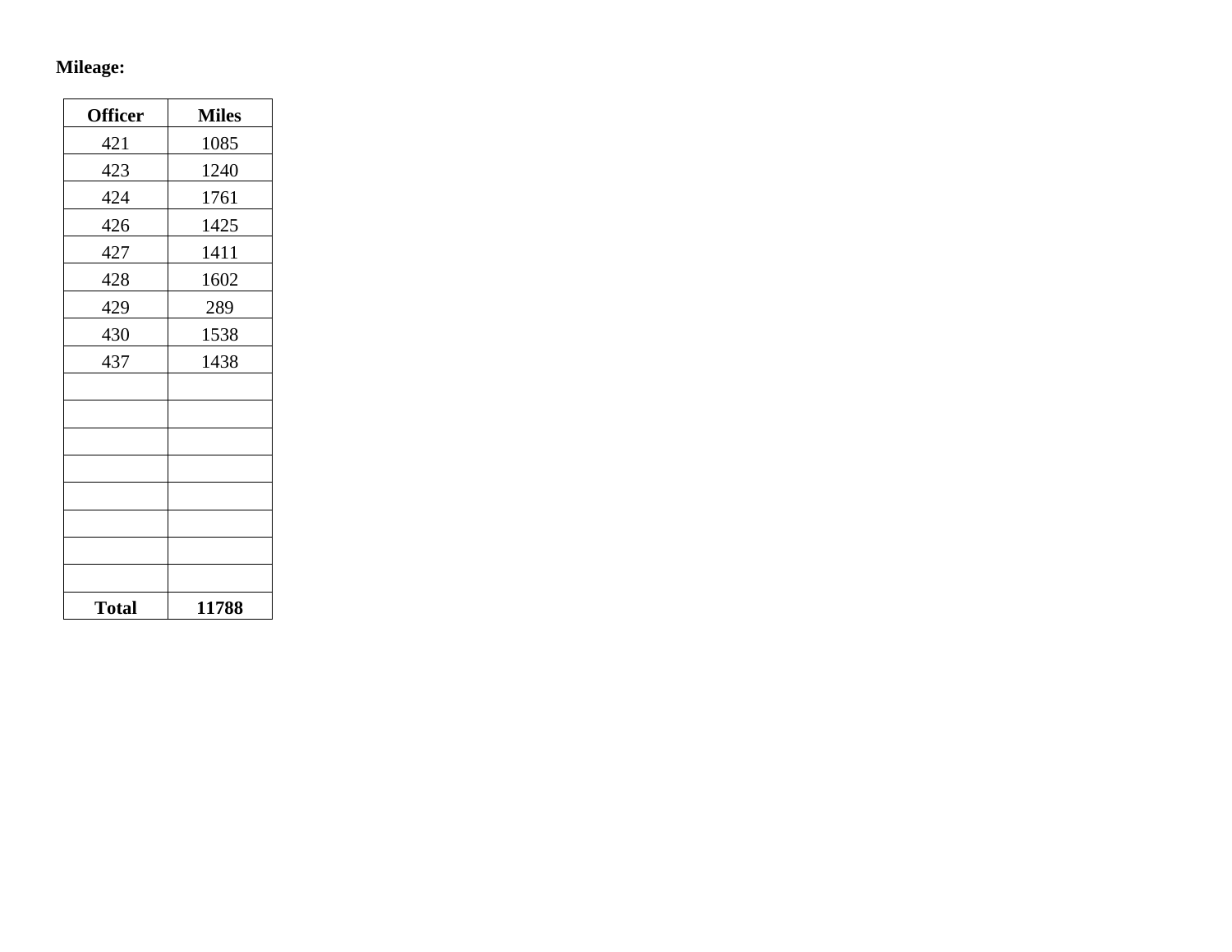**Mileage:**

| Officer | Miles |
|---|---|
| 421 | 1085 |
| 423 | 1240 |
| 424 | 1761 |
| 426 | 1425 |
| 427 | 1411 |
| 428 | 1602 |
| 429 | 289 |
| 430 | 1538 |
| 437 | 1438 |
| | |
| | |
| | |
| | |
| | |
| | |
| | |
| | |
| **Total** | **11788** |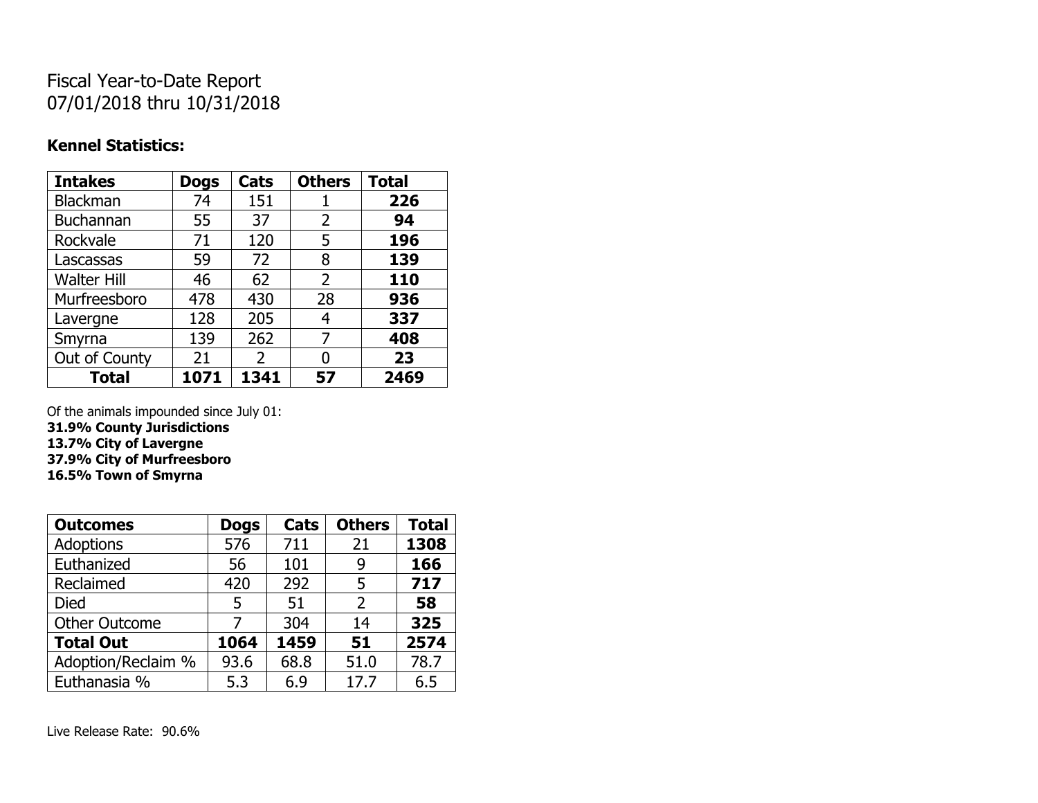# Fiscal Year-to-Date Report
# 07/01/2018 thru 10/31/2018

## Kennel Statistics:

| Intakes | Dogs | Cats | Others | Total |
|---|---|---|---|---|
| Blackman | 74 | 151 | 1 | **226** |
| Buchannan | 55 | 37 | 2 | **94** |
| Rockvale | 71 | 120 | 5 | **196** |
| Lascassas | 59 | 72 | 8 | **139** |
| Walter Hill | 46 | 62 | 2 | **110** |
| Murfreesboro | 478 | 430 | 28 | **936** |
| Lavergne | 128 | 205 | 4 | **337** |
| Smyrna | 139 | 262 | 7 | **408** |
| Out of County | 21 | 2 | 0 | **23** |
| **Total** | **1071** | **1341** | **57** | **2469** |

Of the animals impounded since July 01:
**31.9% County Jurisdictions**
**13.7% City of Lavergne**
**37.9% City of Murfreesboro**
**16.5% Town of Smyrna**

| Outcomes | Dogs | Cats | Others | Total |
|---|---|---|---|---|
| Adoptions | 576 | 711 | 21 | **1308** |
| Euthanized | 56 | 101 | 9 | **166** |
| Reclaimed | 420 | 292 | 5 | **717** |
| Died | 5 | 51 | 2 | **58** |
| Other Outcome | 7 | 304 | 14 | **325** |
| **Total Out** | **1064** | **1459** | **51** | **2574** |
| Adoption/Reclaim % | 93.6 | 68.8 | 51.0 | 78.7 |
| Euthanasia % | 5.3 | 6.9 | 17.7 | 6.5 |

Live Release Rate: 90.6%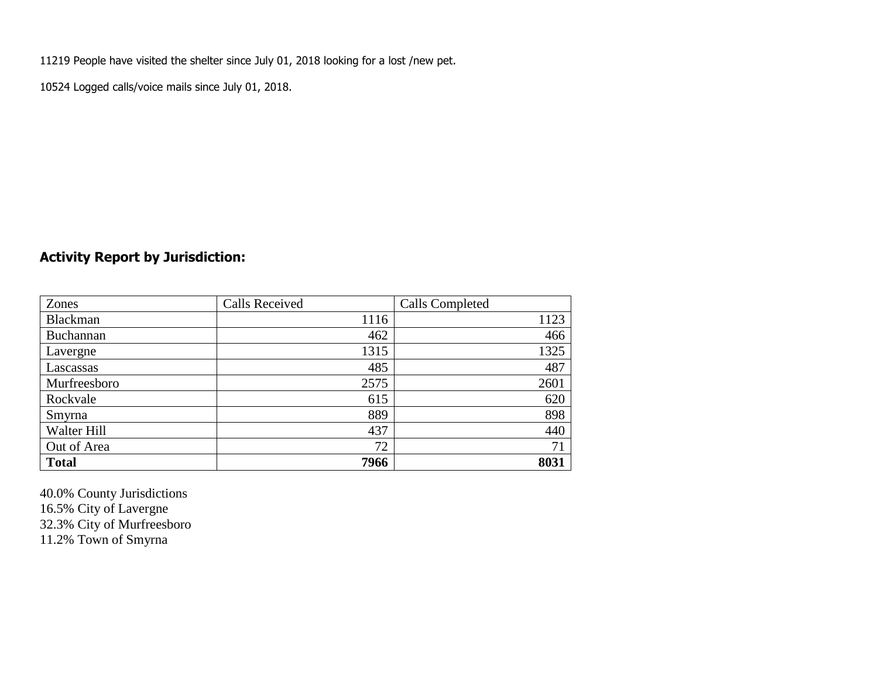11219 People have visited the shelter since July 01, 2018 looking for a lost /new pet.

10524 Logged calls/voice mails since July 01, 2018.

## Activity Report by Jurisdiction:

| Zones | Calls Received | Calls Completed |
|---|---|---|
| Blackman | 1116 | 1123 |
| Buchannan | 462 | 466 |
| Lavergne | 1315 | 1325 |
| Lascassas | 485 | 487 |
| Murfreesboro | 2575 | 2601 |
| Rockvale | 615 | 620 |
| Smyrna | 889 | 898 |
| Walter Hill | 437 | 440 |
| Out of Area | 72 | 71 |
| **Total** | **7966** | **8031** |

40.0% County Jurisdictions
16.5% City of Lavergne
32.3% City of Murfreesboro
11.2% Town of Smyrna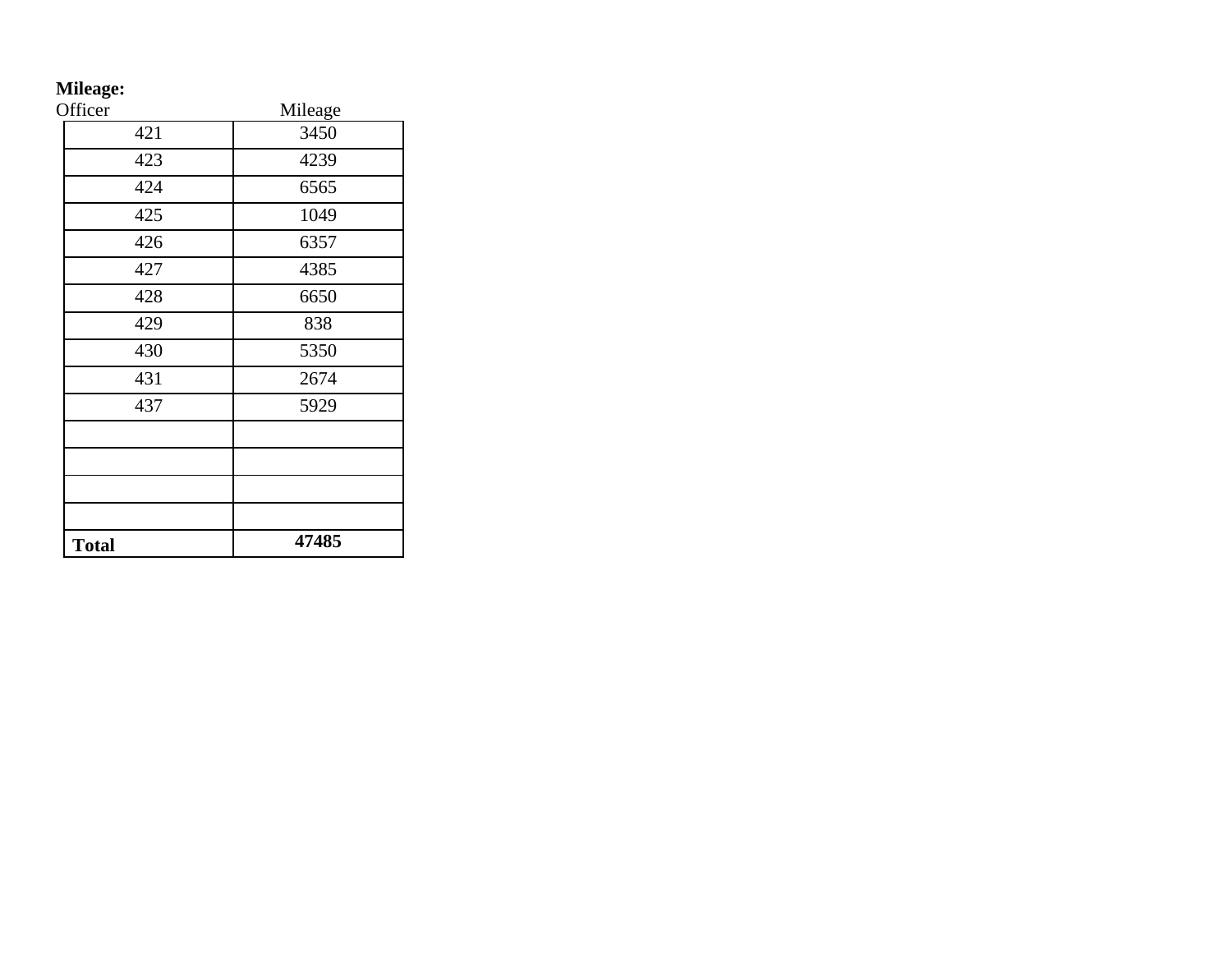**Mileage:**

| Officer | Mileage |
|---|---|
| 421 | 3450 |
| 423 | 4239 |
| 424 | 6565 |
| 425 | 1049 |
| 426 | 6357 |
| 427 | 4385 |
| 428 | 6650 |
| 429 | 838 |
| 430 | 5350 |
| 431 | 2674 |
| 437 | 5929 |
| | |
| | |
| | |
| | |
| **Total** | **47485** |